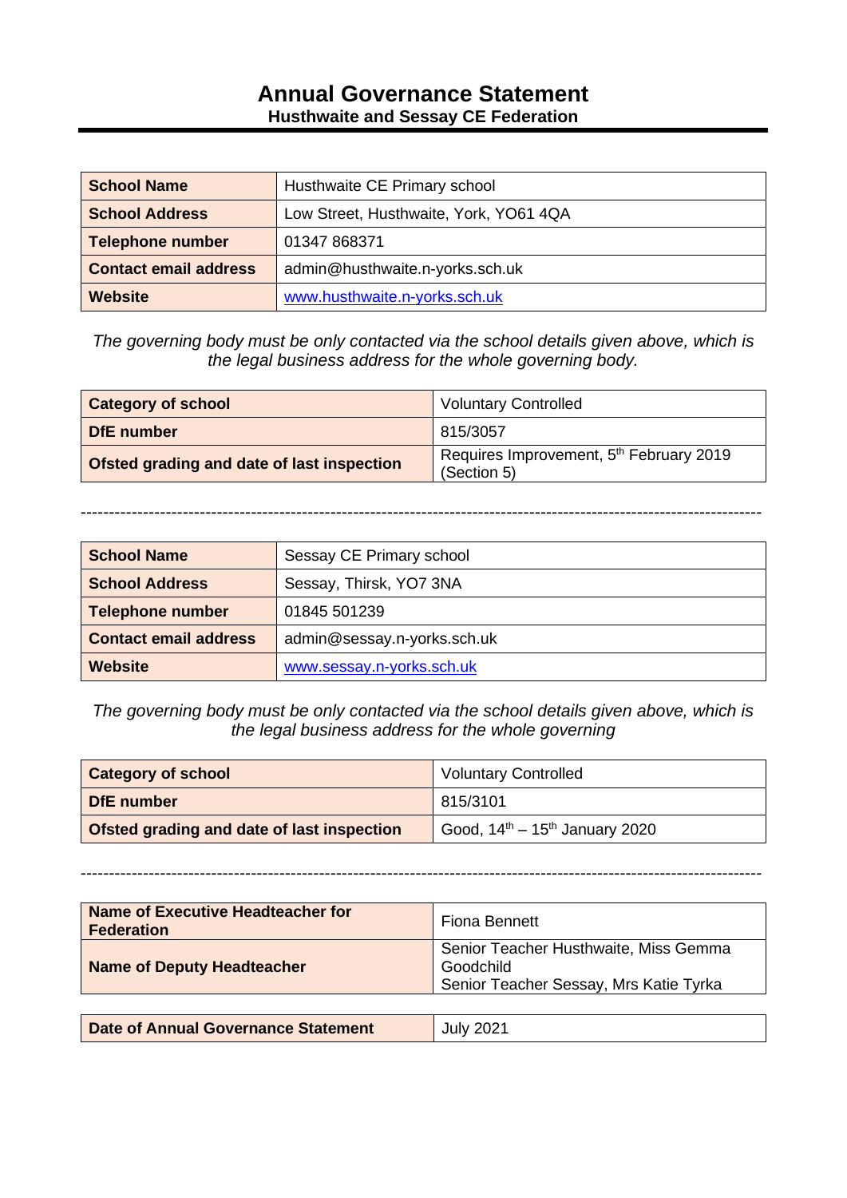# Annual Governance Statement

**Husthwaite and Sessay CE Federation**

| School Name | Husthwaite CE Primary school |
|---|---|
| School Address | Low Street, Husthwaite, York, YO61 4QA |
| Telephone number | 01347 868371 |
| Contact email address | admin@husthwaite.n-yorks.sch.uk |
| Website | www.husthwaite.n-yorks.sch.uk |

*The governing body must be only contacted via the school details given above, which is the legal business address for the whole governing body.*

| Category of school | Voluntary Controlled |
|---|---|
| DfE number | 815/3057 |
| Ofsted grading and date of last inspection | Requires Improvement, 5th February 2019 (Section 5) |

---

| School Name | Sessay CE Primary school |
|---|---|
| School Address | Sessay, Thirsk, YO7 3NA |
| Telephone number | 01845 501239 |
| Contact email address | admin@sessay.n-yorks.sch.uk |
| Website | www.sessay.n-yorks.sch.uk |

*The governing body must be only contacted via the school details given above, which is the legal business address for the whole governing*

| Category of school | Voluntary Controlled |
|---|---|
| DfE number | 815/3101 |
| Ofsted grading and date of last inspection | Good, 14th – 15th January 2020 |

---

| Name of Executive Headteacher for Federation | Fiona Bennett |
|---|---|
| Name of Deputy Headteacher | Senior Teacher Husthwaite, Miss Gemma Goodchild<br>Senior Teacher Sessay, Mrs Katie Tyrka |

| Date of Annual Governance Statement | July 2021 |
|---|---|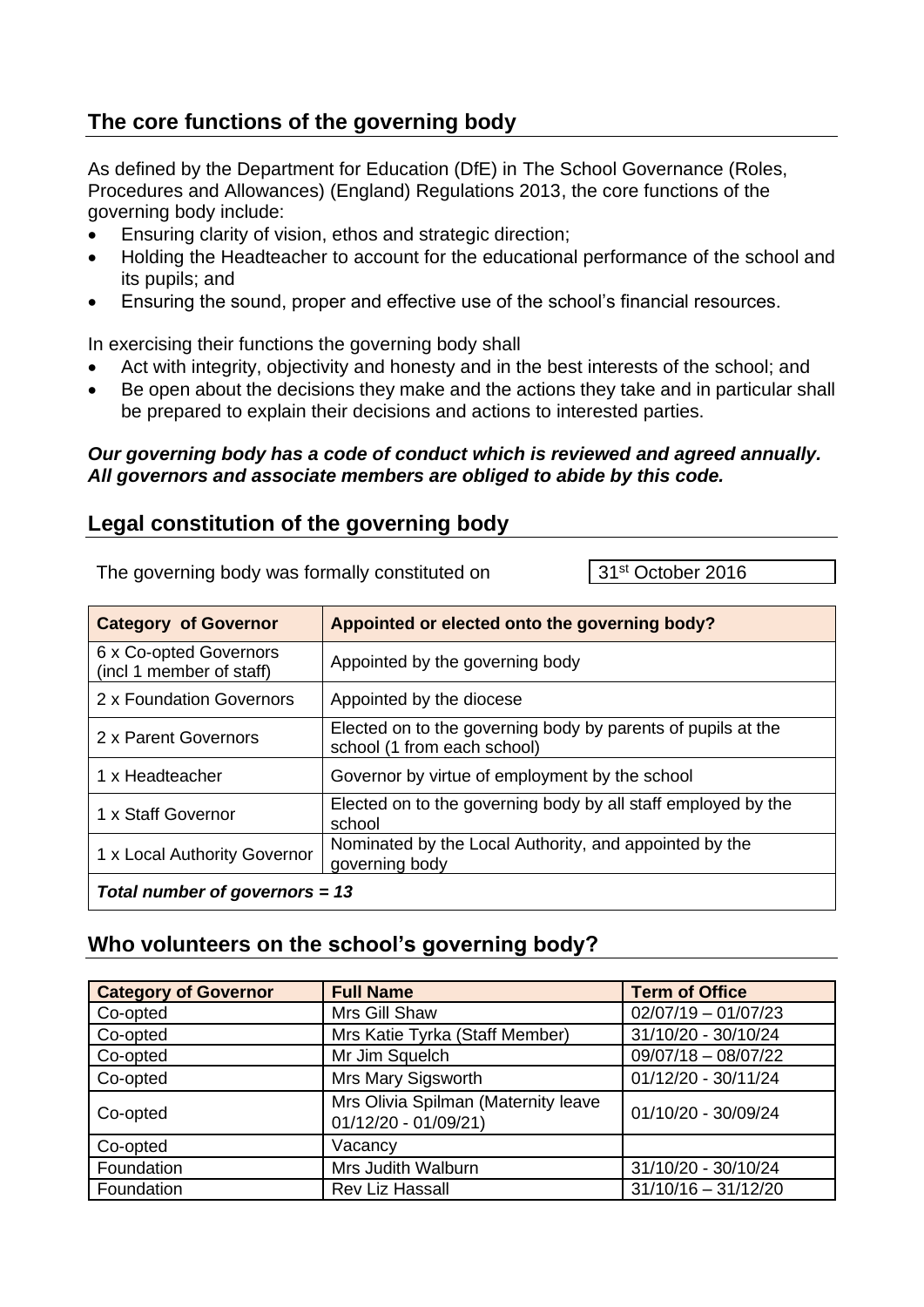## The core functions of the governing body

As defined by the Department for Education (DfE) in The School Governance (Roles, Procedures and Allowances) (England) Regulations 2013, the core functions of the governing body include:

- Ensuring clarity of vision, ethos and strategic direction;
- Holding the Headteacher to account for the educational performance of the school and its pupils; and
- Ensuring the sound, proper and effective use of the school's financial resources.

In exercising their functions the governing body shall

- Act with integrity, objectivity and honesty and in the best interests of the school; and
- Be open about the decisions they make and the actions they take and in particular shall be prepared to explain their decisions and actions to interested parties.

***Our governing body has a code of conduct which is reviewed and agreed annually. All governors and associate members are obliged to abide by this code.***

## Legal constitution of the governing body

The governing body was formally constituted on 31st October 2016

| Category of Governor | Appointed or elected onto the governing body? |
|---|---|
| 6 x Co-opted Governors (incl 1 member of staff) | Appointed by the governing body |
| 2 x Foundation Governors | Appointed by the diocese |
| 2 x Parent Governors | Elected on to the governing body by parents of pupils at the school (1 from each school) |
| 1 x Headteacher | Governor by virtue of employment by the school |
| 1 x Staff Governor | Elected on to the governing body by all staff employed by the school |
| 1 x Local Authority Governor | Nominated by the Local Authority, and appointed by the governing body |
| ***Total number of governors = 13*** | |

## Who volunteers on the school's governing body?

| Category of Governor | Full Name | Term of Office |
|---|---|---|
| Co-opted | Mrs Gill Shaw | 02/07/19 – 01/07/23 |
| Co-opted | Mrs Katie Tyrka (Staff Member) | 31/10/20 - 30/10/24 |
| Co-opted | Mr Jim Squelch | 09/07/18 – 08/07/22 |
| Co-opted | Mrs Mary Sigsworth | 01/12/20 - 30/11/24 |
| Co-opted | Mrs Olivia Spilman (Maternity leave 01/12/20 - 01/09/21) | 01/10/20 - 30/09/24 |
| Co-opted | Vacancy | |
| Foundation | Mrs Judith Walburn | 31/10/20 - 30/10/24 |
| Foundation | Rev Liz Hassall | 31/10/16 – 31/12/20 |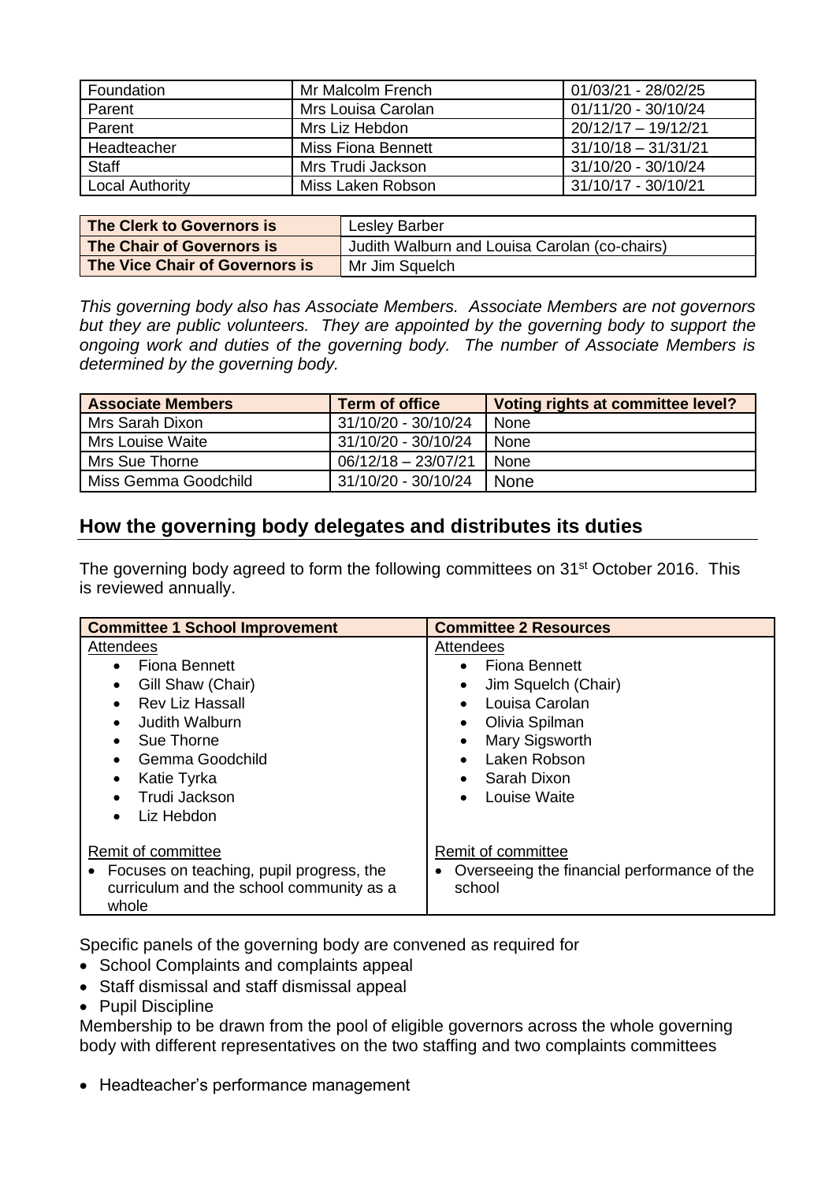| Foundation | Mr Malcolm French | 01/03/21 - 28/02/25 |
|---|---|---|
| Parent | Mrs Louisa Carolan | 01/11/20 - 30/10/24 |
| Parent | Mrs Liz Hebdon | 20/12/17 – 19/12/21 |
| Headteacher | Miss Fiona Bennett | 31/10/18 – 31/31/21 |
| Staff | Mrs Trudi Jackson | 31/10/20 - 30/10/24 |
| Local Authority | Miss Laken Robson | 31/10/17 - 30/10/21 |

| **The Clerk to Governors is** | Lesley Barber |
|---|---|
| **The Chair of Governors is** | Judith Walburn and Louisa Carolan (co-chairs) |
| **The Vice Chair of Governors is** | Mr Jim Squelch |

*This governing body also has Associate Members. Associate Members are not governors but they are public volunteers. They are appointed by the governing body to support the ongoing work and duties of the governing body. The number of Associate Members is determined by the governing body.*

| Associate Members | Term of office | Voting rights at committee level? |
|---|---|---|
| Mrs Sarah Dixon | 31/10/20 - 30/10/24 | None |
| Mrs Louise Waite | 31/10/20 - 30/10/24 | None |
| Mrs Sue Thorne | 06/12/18 – 23/07/21 | None |
| Miss Gemma Goodchild | 31/10/20 - 30/10/24 | None |

## How the governing body delegates and distributes its duties

The governing body agreed to form the following committees on 31st October 2016. This is reviewed annually.

| Committee 1 School Improvement | Committee 2 Resources |
|---|---|
| Attendees<br>• Fiona Bennett<br>• Gill Shaw (Chair)<br>• Rev Liz Hassall<br>• Judith Walburn<br>• Sue Thorne<br>• Gemma Goodchild<br>• Katie Tyrka<br>• Trudi Jackson<br>• Liz Hebdon | Attendees<br>• Fiona Bennett<br>• Jim Squelch (Chair)<br>• Louisa Carolan<br>• Olivia Spilman<br>• Mary Sigsworth<br>• Laken Robson<br>• Sarah Dixon<br>• Louise Waite |
| Remit of committee<br>• Focuses on teaching, pupil progress, the curriculum and the school community as a whole | Remit of committee<br>• Overseeing the financial performance of the school |

Specific panels of the governing body are convened as required for

- School Complaints and complaints appeal
- Staff dismissal and staff dismissal appeal
- Pupil Discipline

Membership to be drawn from the pool of eligible governors across the whole governing body with different representatives on the two staffing and two complaints committees

- Headteacher's performance management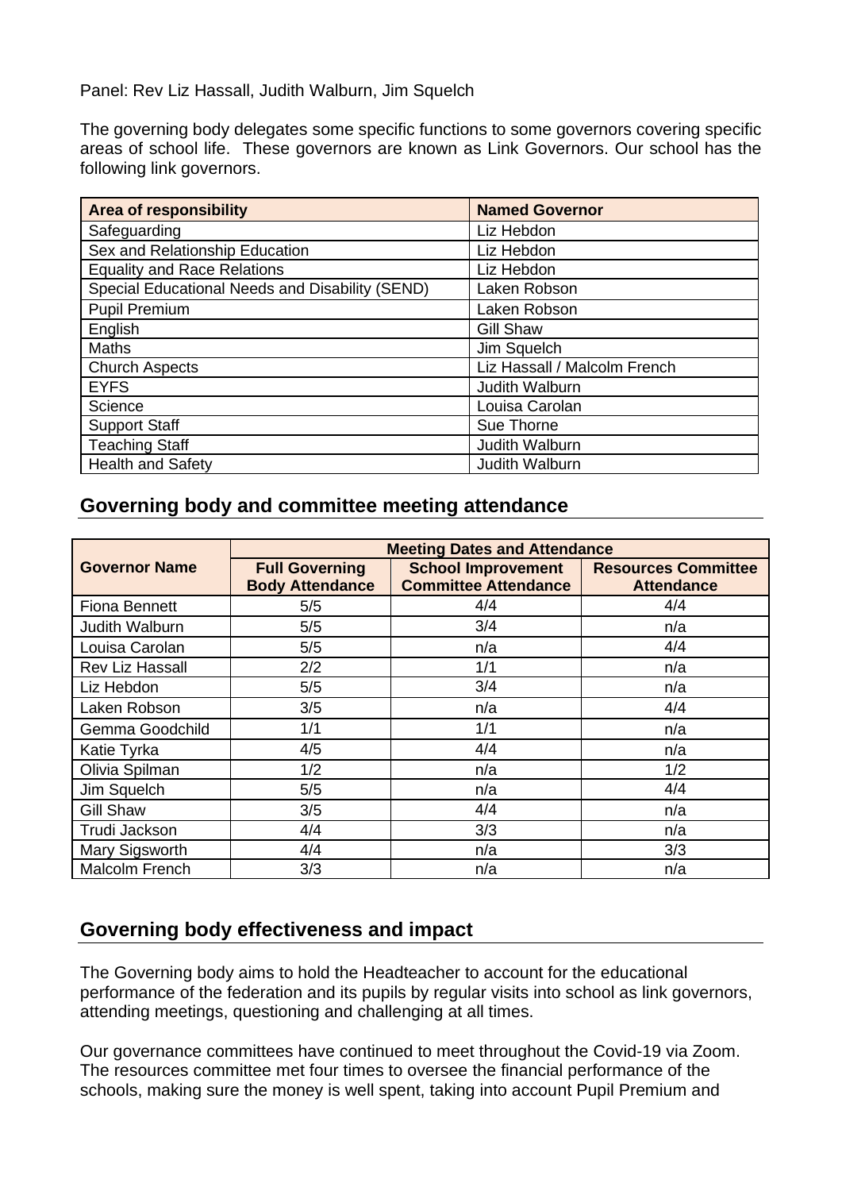Panel: Rev Liz Hassall, Judith Walburn, Jim Squelch

The governing body delegates some specific functions to some governors covering specific areas of school life. These governors are known as Link Governors. Our school has the following link governors.

| Area of responsibility | Named Governor |
|---|---|
| Safeguarding | Liz Hebdon |
| Sex and Relationship Education | Liz Hebdon |
| Equality and Race Relations | Liz Hebdon |
| Special Educational Needs and Disability (SEND) | Laken Robson |
| Pupil Premium | Laken Robson |
| English | Gill Shaw |
| Maths | Jim Squelch |
| Church Aspects | Liz Hassall / Malcolm French |
| EYFS | Judith Walburn |
| Science | Louisa Carolan |
| Support Staff | Sue Thorne |
| Teaching Staff | Judith Walburn |
| Health and Safety | Judith Walburn |

## Governing body and committee meeting attendance

| Governor Name | Meeting Dates and Attendance | | |
|---|---|---|---|
| | **Full Governing Body Attendance** | **School Improvement Committee Attendance** | **Resources Committee Attendance** |
| Fiona Bennett | 5/5 | 4/4 | 4/4 |
| Judith Walburn | 5/5 | 3/4 | n/a |
| Louisa Carolan | 5/5 | n/a | 4/4 |
| Rev Liz Hassall | 2/2 | 1/1 | n/a |
| Liz Hebdon | 5/5 | 3/4 | n/a |
| Laken Robson | 3/5 | n/a | 4/4 |
| Gemma Goodchild | 1/1 | 1/1 | n/a |
| Katie Tyrka | 4/5 | 4/4 | n/a |
| Olivia Spilman | 1/2 | n/a | 1/2 |
| Jim Squelch | 5/5 | n/a | 4/4 |
| Gill Shaw | 3/5 | 4/4 | n/a |
| Trudi Jackson | 4/4 | 3/3 | n/a |
| Mary Sigsworth | 4/4 | n/a | 3/3 |
| Malcolm French | 3/3 | n/a | n/a |

## Governing body effectiveness and impact

The Governing body aims to hold the Headteacher to account for the educational performance of the federation and its pupils by regular visits into school as link governors, attending meetings, questioning and challenging at all times.

Our governance committees have continued to meet throughout the Covid-19 via Zoom. The resources committee met four times to oversee the financial performance of the schools, making sure the money is well spent, taking into account Pupil Premium and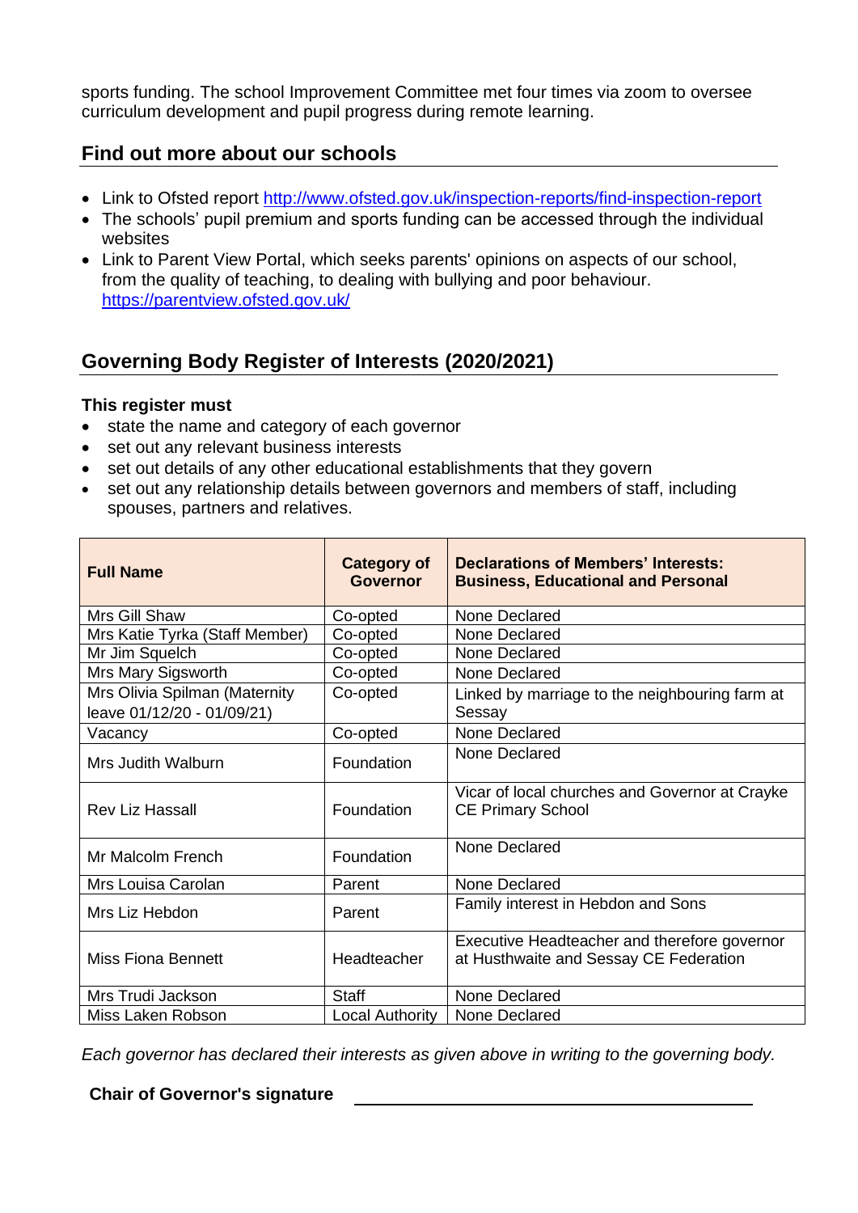sports funding. The school Improvement Committee met four times via zoom to oversee curriculum development and pupil progress during remote learning.

## Find out more about our schools

- Link to Ofsted report http://www.ofsted.gov.uk/inspection-reports/find-inspection-report
- The schools' pupil premium and sports funding can be accessed through the individual websites
- Link to Parent View Portal, which seeks parents' opinions on aspects of our school, from the quality of teaching, to dealing with bullying and poor behaviour. https://parentview.ofsted.gov.uk/

## Governing Body Register of Interests (2020/2021)

**This register must**

- state the name and category of each governor
- set out any relevant business interests
- set out details of any other educational establishments that they govern
- set out any relationship details between governors and members of staff, including spouses, partners and relatives.

| Full Name | Category of Governor | Declarations of Members' Interests: Business, Educational and Personal |
|---|---|---|
| Mrs Gill Shaw | Co-opted | None Declared |
| Mrs Katie Tyrka (Staff Member) | Co-opted | None Declared |
| Mr Jim Squelch | Co-opted | None Declared |
| Mrs Mary Sigsworth | Co-opted | None Declared |
| Mrs Olivia Spilman (Maternity leave 01/12/20 - 01/09/21) | Co-opted | Linked by marriage to the neighbouring farm at Sessay |
| Vacancy | Co-opted | None Declared |
| Mrs Judith Walburn | Foundation | None Declared |
| Rev Liz Hassall | Foundation | Vicar of local churches and Governor at Crayke CE Primary School |
| Mr Malcolm French | Foundation | None Declared |
| Mrs Louisa Carolan | Parent | None Declared |
| Mrs Liz Hebdon | Parent | Family interest in Hebdon and Sons |
| Miss Fiona Bennett | Headteacher | Executive Headteacher and therefore governor at Husthwaite and Sessay CE Federation |
| Mrs Trudi Jackson | Staff | None Declared |
| Miss Laken Robson | Local Authority | None Declared |

*Each governor has declared their interests as given above in writing to the governing body.*

**Chair of Governor's signature** \_\_\_\_\_\_\_\_\_\_\_\_\_\_\_\_\_\_\_\_\_\_\_\_\_\_\_\_\_\_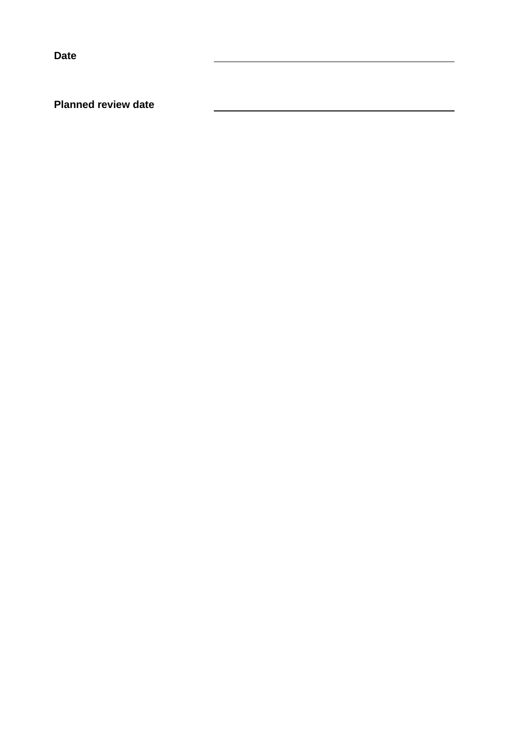**Date** \_\_\_\_\_\_\_\_\_\_\_\_\_\_\_\_\_\_\_\_\_\_\_\_\_\_\_\_\_\_\_\_\_\_\_\_\_\_\_\_

**Planned review date** \_\_\_\_\_\_\_\_\_\_\_\_\_\_\_\_\_\_\_\_\_\_\_\_\_\_\_\_\_\_\_\_\_\_\_\_\_\_\_\_